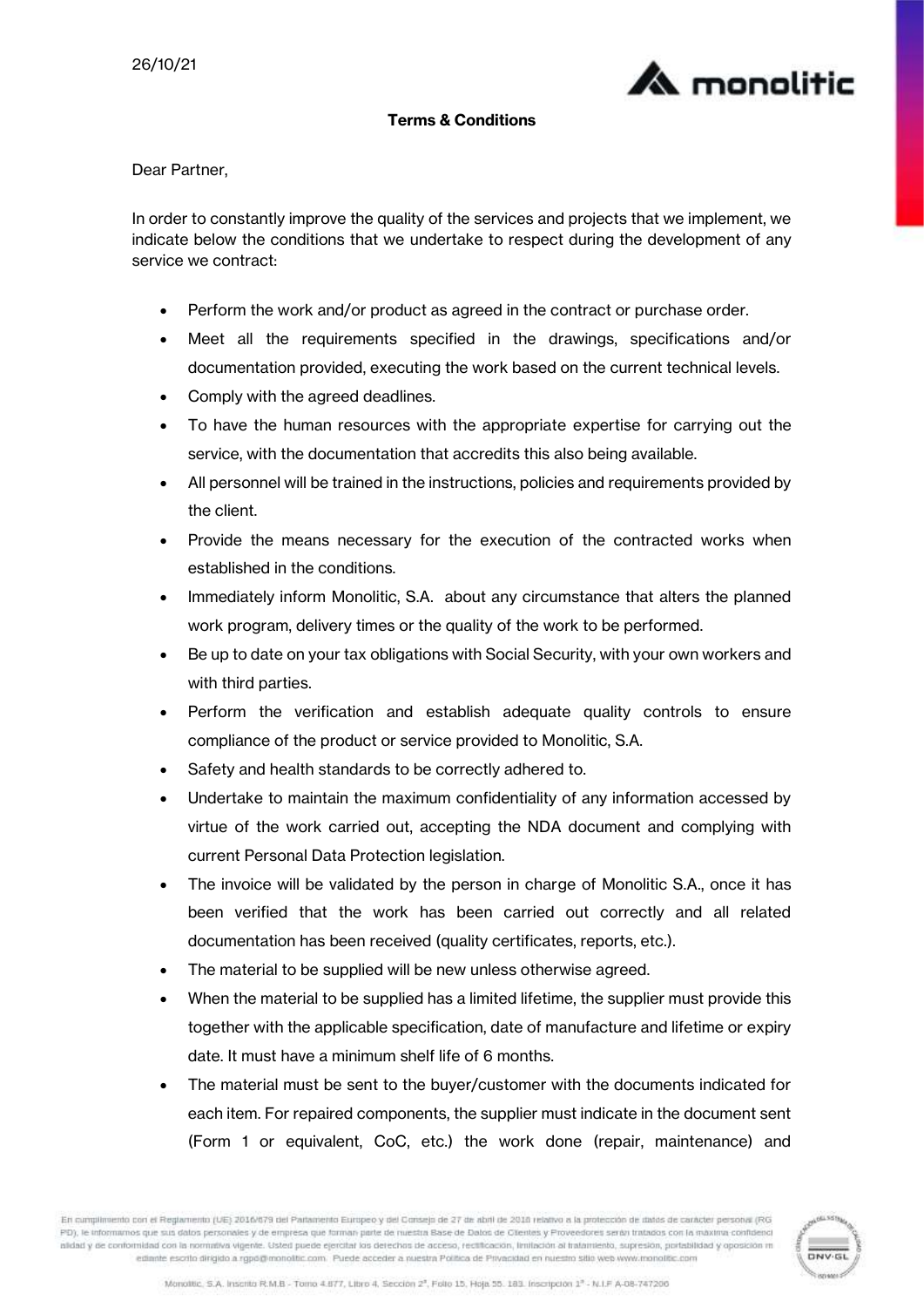26/10/21

**Terms & Conditions**

Dear Partner,

In order to constantly improve the quality of the services and projects that we implement, we indicate below the conditions that we undertake to respect during the development of any service we contract:

- Perform the work and/or product as agreed in the contract or purchase order.
- Meet all the requirements specified in the drawings, specifications and/or documentation provided, executing the work based on the current technical levels.
- Comply with the agreed deadlines.
- To have the human resources with the appropriate expertise for carrying out the service, with the documentation that accredits this also being available.
- All personnel will be trained in the instructions, policies and requirements provided by the client.
- Provide the means necessary for the execution of the contracted works when established in the conditions.
- Immediately inform Monolitic, S.A. about any circumstance that alters the planned work program, delivery times or the quality of the work to be performed.
- Be up to date on your tax obligations with Social Security, with your own workers and with third parties.
- Perform the verification and establish adequate quality controls to ensure compliance of the product or service provided to Monolitic, S.A.
- Safety and health standards to be correctly adhered to.
- Undertake to maintain the maximum confidentiality of any information accessed by virtue of the work carried out, accepting the NDA document and complying with current Personal Data Protection legislation.
- The invoice will be validated by the person in charge of Monolitic S.A., once it has been verified that the work has been carried out correctly and all related documentation has been received (quality certificates, reports, etc.).
- The material to be supplied will be new unless otherwise agreed.
- When the material to be supplied has a limited lifetime, the supplier must provide this together with the applicable specification, date of manufacture and lifetime or expiry date. It must have a minimum shelf life of 6 months.
- The material must be sent to the buyer/customer with the documents indicated for each item. For repaired components, the supplier must indicate in the document sent (Form 1 or equivalent, CoC, etc.) the work done (repair, maintenance) and

En cumplimiento con el Reglamento (UE) 2016/679 del Parlamento Europeo y del Consejo de 27 de abril de 2016 relativo a la protección de datos de carácter personal (RGPD), le informamos que sus datos personales y de empresa que forman parte de nuestra Base de Datos de Clientes y Proveedores serán tratados con la máxima confidencialidad y de conformidad con la normativa vigente. Usted puede ejercitar los derechos de acceso, rectificación, limitación al tratamiento, supresión, portabilidad y oposición mediante escrito dirigido a rgpd@monolitic.com. Puede acceder a nuestra Política de Privacidad en nuestro sitio web www.monolitic.com

Monolitic, S.A. Inscrito R.M.B - Tomo 4.877, Libro 4, Sección 2ª, Folio 15, Hoja 55. 183. Inscripción 1ª - N.I.F A-08-747206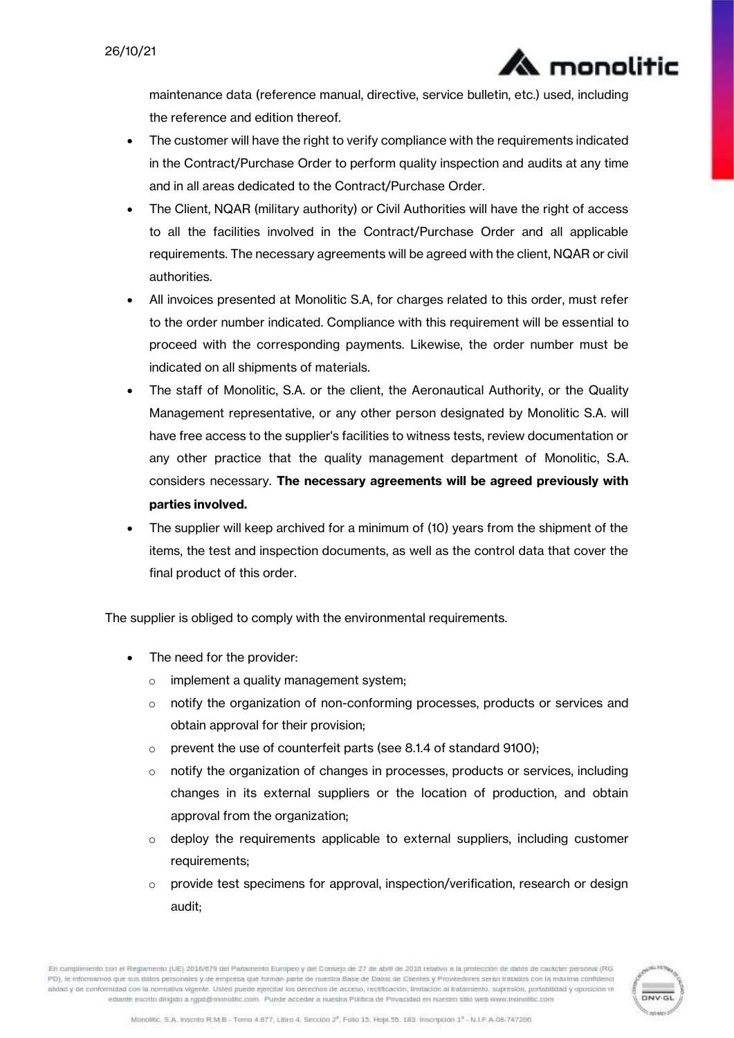maintenance data (reference manual, directive, service bulletin, etc.) used, including the reference and edition thereof.

- The customer will have the right to verify compliance with the requirements indicated in the Contract/Purchase Order to perform quality inspection and audits at any time and in all areas dedicated to the Contract/Purchase Order.
- The Client, NQAR (military authority) or Civil Authorities will have the right of access to all the facilities involved in the Contract/Purchase Order and all applicable requirements. The necessary agreements will be agreed with the client, NQAR or civil authorities.
- All invoices presented at Monolitic S.A, for charges related to this order, must refer to the order number indicated. Compliance with this requirement will be essential to proceed with the corresponding payments. Likewise, the order number must be indicated on all shipments of materials.
- The staff of Monolitic, S.A. or the client, the Aeronautical Authority, or the Quality Management representative, or any other person designated by Monolitic S.A. will have free access to the supplier's facilities to witness tests, review documentation or any other practice that the quality management department of Monolitic, S.A. considers necessary. **The necessary agreements will be agreed previously with parties involved.**
- The supplier will keep archived for a minimum of (10) years from the shipment of the items, the test and inspection documents, as well as the control data that cover the final product of this order.

The supplier is obliged to comply with the environmental requirements.

- The need for the provider:
  - implement a quality management system;
  - notify the organization of non-conforming processes, products or services and obtain approval for their provision;
  - prevent the use of counterfeit parts (see 8.1.4 of standard 9100);
  - notify the organization of changes in processes, products or services, including changes in its external suppliers or the location of production, and obtain approval from the organization;
  - deploy the requirements applicable to external suppliers, including customer requirements;
  - provide test specimens for approval, inspection/verification, research or design audit;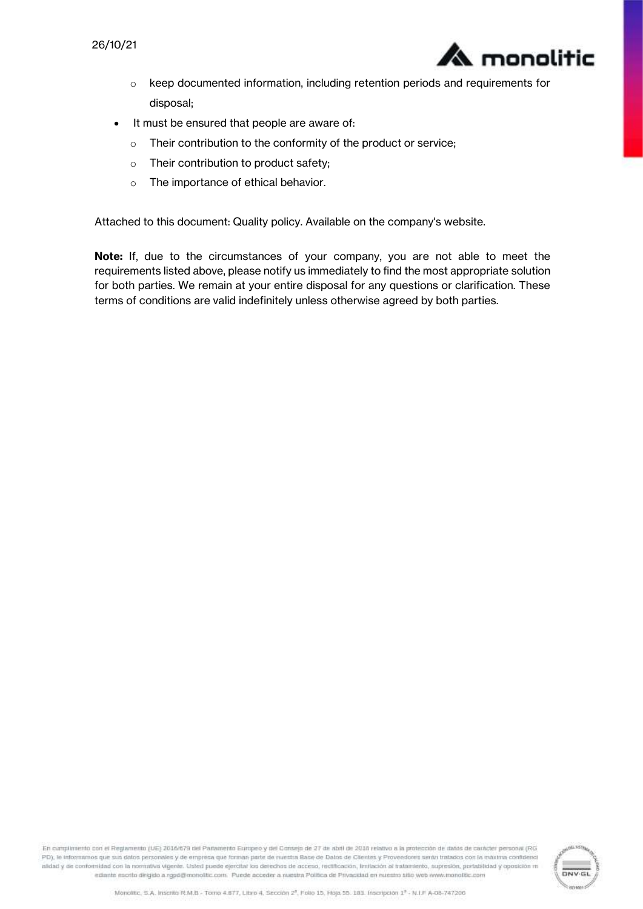- keep documented information, including retention periods and requirements for disposal;
- It must be ensured that people are aware of:
    - Their contribution to the conformity of the product or service;
    - Their contribution to product safety;
    - The importance of ethical behavior.

Attached to this document: Quality policy. Available on the company's website.

**Note:** If, due to the circumstances of your company, you are not able to meet the requirements listed above, please notify us immediately to find the most appropriate solution for both parties. We remain at your entire disposal for any questions or clarification. These terms of conditions are valid indefinitely unless otherwise agreed by both parties.